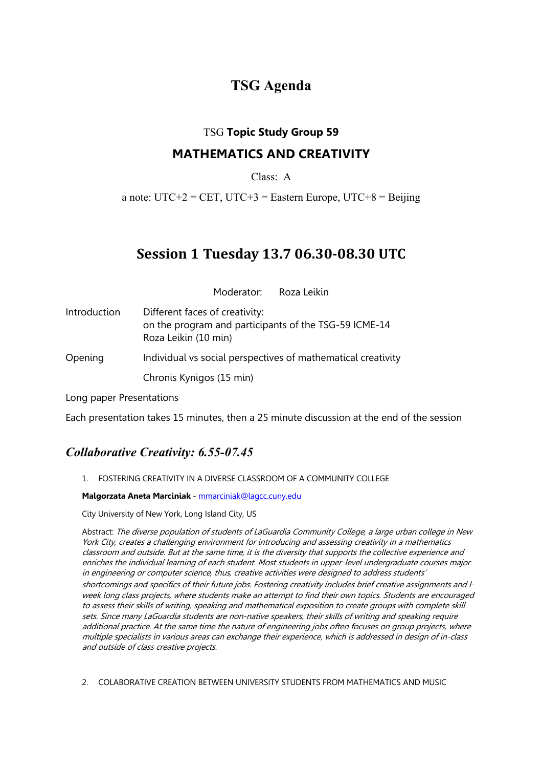# TSG Agenda

### TSG **Topic Study Group 59**

## MATHEMATICS AND CREATIVITY

Class: A

a note: UTC+2 = CET, UTC+3 = Eastern Europe, UTC+8 = Beijing

## Session 1 Tuesday 13.7 06.30-08.30 UTC

Moderator: Roza Leikin

Introduction — Different faces of creativity:
on the program and participants of the TSG-59 ICME-14
Roza Leikin (10 min)

Opening — Individual vs social perspectives of mathematical creativity

Chronis Kynigos (15 min)

Long paper Presentations

Each presentation takes 15 minutes, then a 25 minute discussion at the end of the session

### *Collaborative Creativity: 6.55-07.45*

1. FOSTERING CREATIVITY IN A DIVERSE CLASSROOM OF A COMMUNITY COLLEGE

**Malgorzata Aneta Marciniak** - mmarciniak@lagcc.cuny.edu

City University of New York, Long Island City, US

Abstract: *The diverse population of students of LaGuardia Community College, a large urban college in New York City, creates a challenging environment for introducing and assessing creativity in a mathematics classroom and outside. But at the same time, it is the diversity that supports the collective experience and enriches the individual learning of each student. Most students in upper-level undergraduate courses major in engineering or computer science, thus, creative activities were designed to address students' shortcomings and specifics of their future jobs. Fostering creativity includes brief creative assignments and 1-week long class projects, where students make an attempt to find their own topics. Students are encouraged to assess their skills of writing, speaking and mathematical exposition to create groups with complete skill sets. Since many LaGuardia students are non-native speakers, their skills of writing and speaking require additional practice. At the same time the nature of engineering jobs often focuses on group projects, where multiple specialists in various areas can exchange their experience, which is addressed in design of in-class and outside of class creative projects.*

2. COLABORATIVE CREATION BETWEEN UNIVERSITY STUDENTS FROM MATHEMATICS AND MUSIC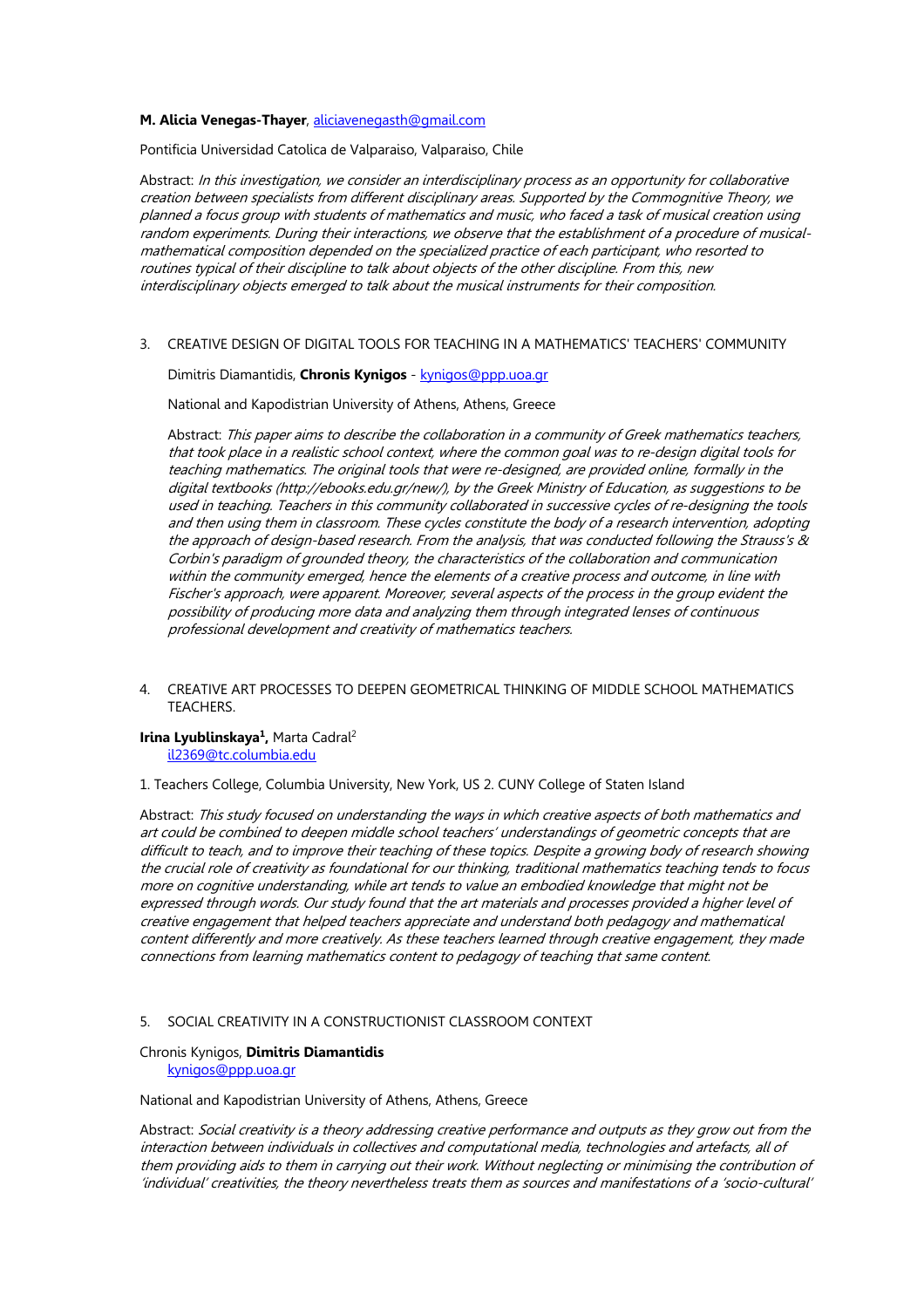**M. Alicia Venegas-Thayer**, aliciavenegasth@gmail.com

Pontificia Universidad Catolica de Valparaiso, Valparaiso, Chile

Abstract: *In this investigation, we consider an interdisciplinary process as an opportunity for collaborative creation between specialists from different disciplinary areas. Supported by the Commognitive Theory, we planned a focus group with students of mathematics and music, who faced a task of musical creation using random experiments. During their interactions, we observe that the establishment of a procedure of musical-mathematical composition depended on the specialized practice of each participant, who resorted to routines typical of their discipline to talk about objects of the other discipline. From this, new interdisciplinary objects emerged to talk about the musical instruments for their composition.*

3. CREATIVE DESIGN OF DIGITAL TOOLS FOR TEACHING IN A MATHEMATICS' TEACHERS' COMMUNITY

Dimitris Diamantidis, **Chronis Kynigos** - kynigos@ppp.uoa.gr

National and Kapodistrian University of Athens, Athens, Greece

Abstract: *This paper aims to describe the collaboration in a community of Greek mathematics teachers, that took place in a realistic school context, where the common goal was to re-design digital tools for teaching mathematics. The original tools that were re-designed, are provided online, formally in the digital textbooks (http://ebooks.edu.gr/new/), by the Greek Ministry of Education, as suggestions to be used in teaching. Teachers in this community collaborated in successive cycles of re-designing the tools and then using them in classroom. These cycles constitute the body of a research intervention, adopting the approach of design-based research. From the analysis, that was conducted following the Strauss's & Corbin's paradigm of grounded theory, the characteristics of the collaboration and communication within the community emerged, hence the elements of a creative process and outcome, in line with Fischer's approach, were apparent. Moreover, several aspects of the process in the group evident the possibility of producing more data and analyzing them through integrated lenses of continuous professional development and creativity of mathematics teachers.*

4. CREATIVE ART PROCESSES TO DEEPEN GEOMETRICAL THINKING OF MIDDLE SCHOOL MATHEMATICS TEACHERS.

**Irina Lyublinskaya[1],** Marta Cadral[2]
il2369@tc.columbia.edu

1. Teachers College, Columbia University, New York, US 2. CUNY College of Staten Island

Abstract: *This study focused on understanding the ways in which creative aspects of both mathematics and art could be combined to deepen middle school teachers' understandings of geometric concepts that are difficult to teach, and to improve their teaching of these topics. Despite a growing body of research showing the crucial role of creativity as foundational for our thinking, traditional mathematics teaching tends to focus more on cognitive understanding, while art tends to value an embodied knowledge that might not be expressed through words. Our study found that the art materials and processes provided a higher level of creative engagement that helped teachers appreciate and understand both pedagogy and mathematical content differently and more creatively. As these teachers learned through creative engagement, they made connections from learning mathematics content to pedagogy of teaching that same content.*

5. SOCIAL CREATIVITY IN A CONSTRUCTIONIST CLASSROOM CONTEXT

Chronis Kynigos, **Dimitris Diamantidis**
kynigos@ppp.uoa.gr

National and Kapodistrian University of Athens, Athens, Greece

Abstract: *Social creativity is a theory addressing creative performance and outputs as they grow out from the interaction between individuals in collectives and computational media, technologies and artefacts, all of them providing aids to them in carrying out their work. Without neglecting or minimising the contribution of 'individual' creativities, the theory nevertheless treats them as sources and manifestations of a 'socio-cultural'*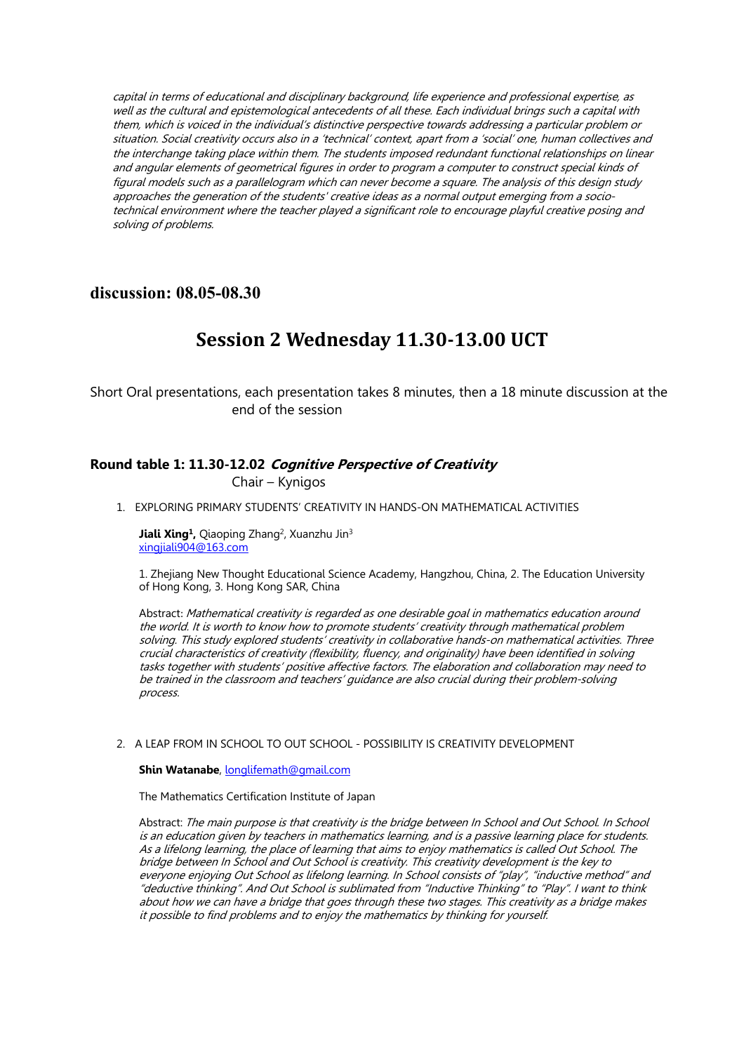*capital in terms of educational and disciplinary background, life experience and professional expertise, as well as the cultural and epistemological antecedents of all these. Each individual brings such a capital with them, which is voiced in the individual's distinctive perspective towards addressing a particular problem or situation. Social creativity occurs also in a 'technical' context, apart from a 'social' one, human collectives and the interchange taking place within them. The students imposed redundant functional relationships on linear and angular elements of geometrical figures in order to program a computer to construct special kinds of figural models such as a parallelogram which can never become a square. The analysis of this design study approaches the generation of the students' creative ideas as a normal output emerging from a socio-technical environment where the teacher played a significant role to encourage playful creative posing and solving of problems.*

## discussion: 08.05-08.30

# Session 2 Wednesday 11.30-13.00 UCT

Short Oral presentations, each presentation takes 8 minutes, then a 18 minute discussion at the end of the session

### Round table 1: 11.30-12.02 *Cognitive Perspective of Creativity*

Chair – Kynigos

1. EXPLORING PRIMARY STUDENTS' CREATIVITY IN HANDS-ON MATHEMATICAL ACTIVITIES

   **Jiali Xing[1],** Qiaoping Zhang[2], Xuanzhu Jin[3]
   xingjiali904@163.com

   1. Zhejiang New Thought Educational Science Academy, Hangzhou, China, 2. The Education University of Hong Kong, 3. Hong Kong SAR, China

   Abstract: *Mathematical creativity is regarded as one desirable goal in mathematics education around the world. It is worth to know how to promote students' creativity through mathematical problem solving. This study explored students' creativity in collaborative hands-on mathematical activities. Three crucial characteristics of creativity (flexibility, fluency, and originality) have been identified in solving tasks together with students' positive affective factors. The elaboration and collaboration may need to be trained in the classroom and teachers' guidance are also crucial during their problem-solving process.*

2. A LEAP FROM IN SCHOOL TO OUT SCHOOL - POSSIBILITY IS CREATIVITY DEVELOPMENT

   **Shin Watanabe**, longlifemath@gmail.com

   The Mathematics Certification Institute of Japan

   Abstract: *The main purpose is that creativity is the bridge between In School and Out School. In School is an education given by teachers in mathematics learning, and is a passive learning place for students. As a lifelong learning, the place of learning that aims to enjoy mathematics is called Out School. The bridge between In School and Out School is creativity. This creativity development is the key to everyone enjoying Out School as lifelong learning. In School consists of "play", "inductive method" and "deductive thinking". And Out School is sublimated from "Inductive Thinking" to "Play". I want to think about how we can have a bridge that goes through these two stages. This creativity as a bridge makes it possible to find problems and to enjoy the mathematics by thinking for yourself.*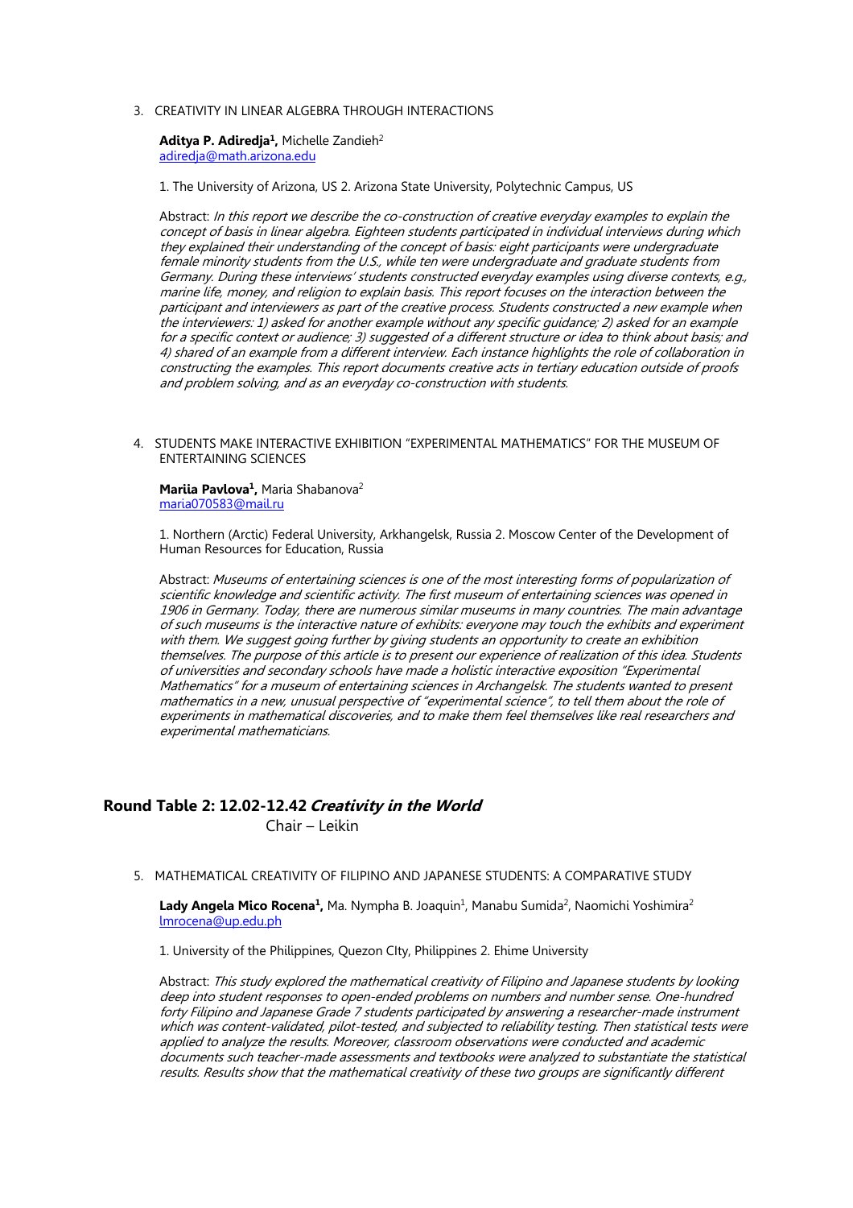3. CREATIVITY IN LINEAR ALGEBRA THROUGH INTERACTIONS

   **Aditya P. Adiredja[1],** Michelle Zandieh[2]
   adiredja@math.arizona.edu

   1. The University of Arizona, US 2. Arizona State University, Polytechnic Campus, US

   Abstract: *In this report we describe the co-construction of creative everyday examples to explain the concept of basis in linear algebra. Eighteen students participated in individual interviews during which they explained their understanding of the concept of basis: eight participants were undergraduate female minority students from the U.S., while ten were undergraduate and graduate students from Germany. During these interviews' students constructed everyday examples using diverse contexts, e.g., marine life, money, and religion to explain basis. This report focuses on the interaction between the participant and interviewers as part of the creative process. Students constructed a new example when the interviewers: 1) asked for another example without any specific guidance; 2) asked for an example for a specific context or audience; 3) suggested of a different structure or idea to think about basis; and 4) shared of an example from a different interview. Each instance highlights the role of collaboration in constructing the examples. This report documents creative acts in tertiary education outside of proofs and problem solving, and as an everyday co-construction with students.*

4. STUDENTS MAKE INTERACTIVE EXHIBITION "EXPERIMENTAL MATHEMATICS" FOR THE MUSEUM OF ENTERTAINING SCIENCES

   **Mariia Pavlova[1],** Maria Shabanova[2]
   maria070583@mail.ru

   1. Northern (Arctic) Federal University, Arkhangelsk, Russia 2. Moscow Center of the Development of Human Resources for Education, Russia

   Abstract: *Museums of entertaining sciences is one of the most interesting forms of popularization of scientific knowledge and scientific activity. The first museum of entertaining sciences was opened in 1906 in Germany. Today, there are numerous similar museums in many countries. The main advantage of such museums is the interactive nature of exhibits: everyone may touch the exhibits and experiment with them. We suggest going further by giving students an opportunity to create an exhibition themselves. The purpose of this article is to present our experience of realization of this idea. Students of universities and secondary schools have made a holistic interactive exposition "Experimental Mathematics" for a museum of entertaining sciences in Archangelsk. The students wanted to present mathematics in a new, unusual perspective of "experimental science", to tell them about the role of experiments in mathematical discoveries, and to make them feel themselves like real researchers and experimental mathematicians.*

## Round Table 2: 12.02-12.42 *Creativity in the World*

Chair – Leikin

5. MATHEMATICAL CREATIVITY OF FILIPINO AND JAPANESE STUDENTS: A COMPARATIVE STUDY

   **Lady Angela Mico Rocena[1],** Ma. Nympha B. Joaquin[1], Manabu Sumida[2], Naomichi Yoshimira[2]
   lmrocena@up.edu.ph

   1. University of the Philippines, Quezon CIty, Philippines 2. Ehime University

   Abstract: *This study explored the mathematical creativity of Filipino and Japanese students by looking deep into student responses to open-ended problems on numbers and number sense. One-hundred forty Filipino and Japanese Grade 7 students participated by answering a researcher-made instrument which was content-validated, pilot-tested, and subjected to reliability testing. Then statistical tests were applied to analyze the results. Moreover, classroom observations were conducted and academic documents such teacher-made assessments and textbooks were analyzed to substantiate the statistical results. Results show that the mathematical creativity of these two groups are significantly different*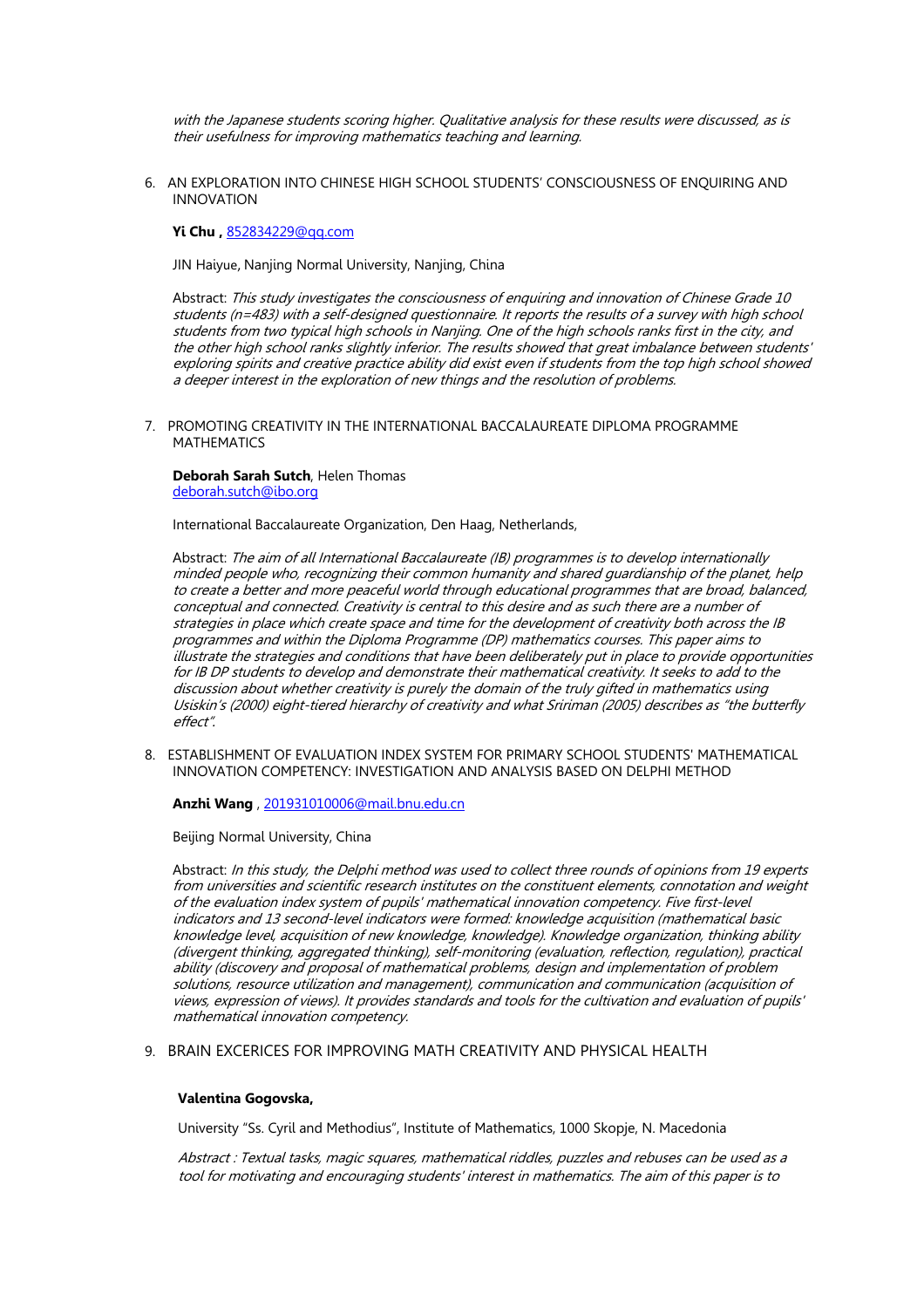*with the Japanese students scoring higher. Qualitative analysis for these results were discussed, as is their usefulness for improving mathematics teaching and learning.*

6. AN EXPLORATION INTO CHINESE HIGH SCHOOL STUDENTS' CONSCIOUSNESS OF ENQUIRING AND INNOVATION

   **Yi Chu ,** 852834229@qq.com

   JIN Haiyue, Nanjing Normal University, Nanjing, China

   Abstract: *This study investigates the consciousness of enquiring and innovation of Chinese Grade 10 students (n=483) with a self-designed questionnaire. It reports the results of a survey with high school students from two typical high schools in Nanjing. One of the high schools ranks first in the city, and the other high school ranks slightly inferior. The results showed that great imbalance between students' exploring spirits and creative practice ability did exist even if students from the top high school showed a deeper interest in the exploration of new things and the resolution of problems.*

7. PROMOTING CREATIVITY IN THE INTERNATIONAL BACCALAUREATE DIPLOMA PROGRAMME MATHEMATICS

   **Deborah Sarah Sutch**, Helen Thomas
   deborah.sutch@ibo.org

   International Baccalaureate Organization, Den Haag, Netherlands,

   Abstract: *The aim of all International Baccalaureate (IB) programmes is to develop internationally minded people who, recognizing their common humanity and shared guardianship of the planet, help to create a better and more peaceful world through educational programmes that are broad, balanced, conceptual and connected. Creativity is central to this desire and as such there are a number of strategies in place which create space and time for the development of creativity both across the IB programmes and within the Diploma Programme (DP) mathematics courses. This paper aims to illustrate the strategies and conditions that have been deliberately put in place to provide opportunities for IB DP students to develop and demonstrate their mathematical creativity. It seeks to add to the discussion about whether creativity is purely the domain of the truly gifted in mathematics using Usiskin's (2000) eight-tiered hierarchy of creativity and what Sririman (2005) describes as "the butterfly effect".*

8. ESTABLISHMENT OF EVALUATION INDEX SYSTEM FOR PRIMARY SCHOOL STUDENTS' MATHEMATICAL INNOVATION COMPETENCY: INVESTIGATION AND ANALYSIS BASED ON DELPHI METHOD

   **Anzhi Wang** , 201931010006@mail.bnu.edu.cn

   Beijing Normal University, China

   Abstract: *In this study, the Delphi method was used to collect three rounds of opinions from 19 experts from universities and scientific research institutes on the constituent elements, connotation and weight of the evaluation index system of pupils' mathematical innovation competency. Five first-level indicators and 13 second-level indicators were formed: knowledge acquisition (mathematical basic knowledge level, acquisition of new knowledge, knowledge). Knowledge organization, thinking ability (divergent thinking, aggregated thinking), self-monitoring (evaluation, reflection, regulation), practical ability (discovery and proposal of mathematical problems, design and implementation of problem solutions, resource utilization and management), communication and communication (acquisition of views, expression of views). It provides standards and tools for the cultivation and evaluation of pupils' mathematical innovation competency.*

9. BRAIN EXCERICES FOR IMPROVING MATH CREATIVITY AND PHYSICAL HEALTH

   **Valentina Gogovska,**

   University "Ss. Cyril and Methodius", Institute of Mathematics, 1000 Skopje, N. Macedonia

   *Abstract : Textual tasks, magic squares, mathematical riddles, puzzles and rebuses can be used as a tool for motivating and encouraging students' interest in mathematics. The aim of this paper is to*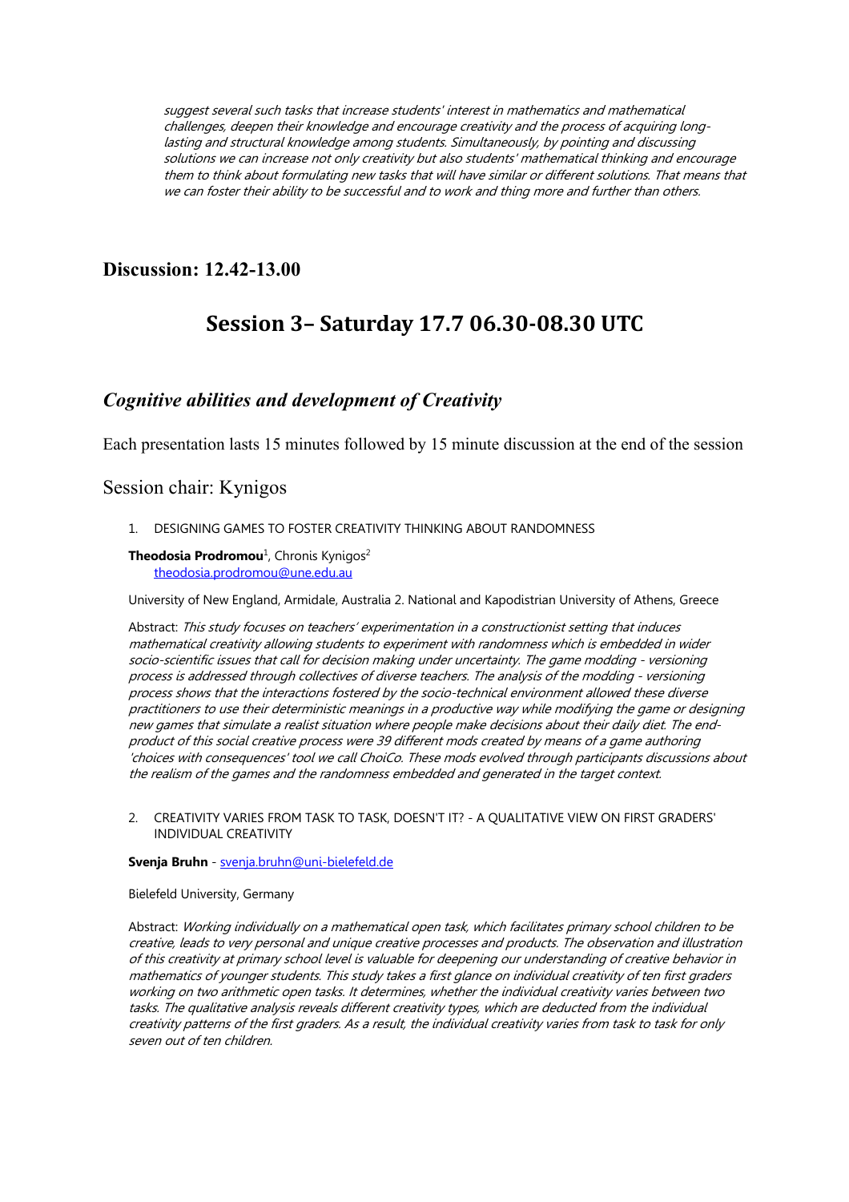*suggest several such tasks that increase students' interest in mathematics and mathematical challenges, deepen their knowledge and encourage creativity and the process of acquiring long-lasting and structural knowledge among students. Simultaneously, by pointing and discussing solutions we can increase not only creativity but also students' mathematical thinking and encourage them to think about formulating new tasks that will have similar or different solutions. That means that we can foster their ability to be successful and to work and thing more and further than others.*

**Discussion: 12.42-13.00**

# Session 3– Saturday 17.7 06.30-08.30 UTC

## *Cognitive abilities and development of Creativity*

Each presentation lasts 15 minutes followed by 15 minute discussion at the end of the session

### Session chair: Kynigos

1. DESIGNING GAMES TO FOSTER CREATIVITY THINKING ABOUT RANDOMNESS

**Theodosia Prodromou**[1], Chronis Kynigos[2]
theodosia.prodromou@une.edu.au

University of New England, Armidale, Australia 2. National and Kapodistrian University of Athens, Greece

Abstract: *This study focuses on teachers' experimentation in a constructionist setting that induces mathematical creativity allowing students to experiment with randomness which is embedded in wider socio-scientific issues that call for decision making under uncertainty. The game modding - versioning process is addressed through collectives of diverse teachers. The analysis of the modding - versioning process shows that the interactions fostered by the socio-technical environment allowed these diverse practitioners to use their deterministic meanings in a productive way while modifying the game or designing new games that simulate a realist situation where people make decisions about their daily diet. The end-product of this social creative process were 39 different mods created by means of a game authoring 'choices with consequences' tool we call ChoiCo. These mods evolved through participants discussions about the realism of the games and the randomness embedded and generated in the target context.*

2. CREATIVITY VARIES FROM TASK TO TASK, DOESN'T IT? - A QUALITATIVE VIEW ON FIRST GRADERS' INDIVIDUAL CREATIVITY

**Svenja Bruhn** - svenja.bruhn@uni-bielefeld.de

Bielefeld University, Germany

Abstract: *Working individually on a mathematical open task, which facilitates primary school children to be creative, leads to very personal and unique creative processes and products. The observation and illustration of this creativity at primary school level is valuable for deepening our understanding of creative behavior in mathematics of younger students. This study takes a first glance on individual creativity of ten first graders working on two arithmetic open tasks. It determines, whether the individual creativity varies between two tasks. The qualitative analysis reveals different creativity types, which are deducted from the individual creativity patterns of the first graders. As a result, the individual creativity varies from task to task for only seven out of ten children.*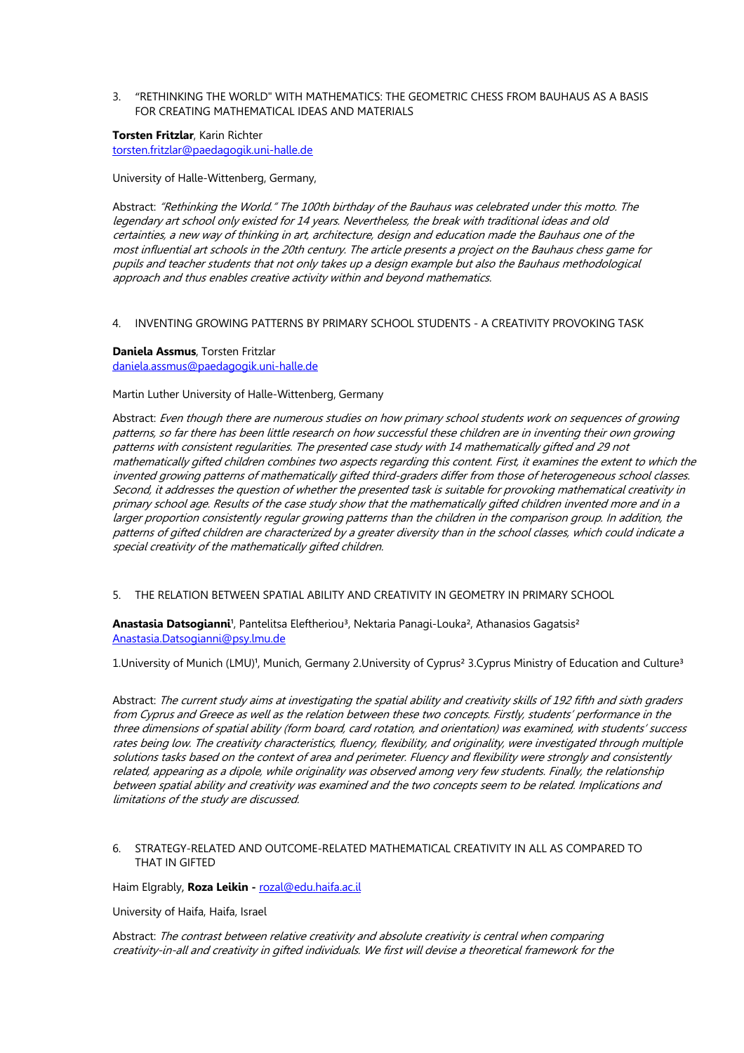3. "RETHINKING THE WORLD" WITH MATHEMATICS: THE GEOMETRIC CHESS FROM BAUHAUS AS A BASIS FOR CREATING MATHEMATICAL IDEAS AND MATERIALS

**Torsten Fritzlar**, Karin Richter
torsten.fritzlar@paedagogik.uni-halle.de

University of Halle-Wittenberg, Germany,

Abstract: *"Rethinking the World." The 100th birthday of the Bauhaus was celebrated under this motto. The legendary art school only existed for 14 years. Nevertheless, the break with traditional ideas and old certainties, a new way of thinking in art, architecture, design and education made the Bauhaus one of the most influential art schools in the 20th century. The article presents a project on the Bauhaus chess game for pupils and teacher students that not only takes up a design example but also the Bauhaus methodological approach and thus enables creative activity within and beyond mathematics.*

4. INVENTING GROWING PATTERNS BY PRIMARY SCHOOL STUDENTS - A CREATIVITY PROVOKING TASK

**Daniela Assmus**, Torsten Fritzlar
daniela.assmus@paedagogik.uni-halle.de

Martin Luther University of Halle-Wittenberg, Germany

Abstract: *Even though there are numerous studies on how primary school students work on sequences of growing patterns, so far there has been little research on how successful these children are in inventing their own growing patterns with consistent regularities. The presented case study with 14 mathematically gifted and 29 not mathematically gifted children combines two aspects regarding this content. First, it examines the extent to which the invented growing patterns of mathematically gifted third-graders differ from those of heterogeneous school classes. Second, it addresses the question of whether the presented task is suitable for provoking mathematical creativity in primary school age. Results of the case study show that the mathematically gifted children invented more and in a larger proportion consistently regular growing patterns than the children in the comparison group. In addition, the patterns of gifted children are characterized by a greater diversity than in the school classes, which could indicate a special creativity of the mathematically gifted children.*

5. THE RELATION BETWEEN SPATIAL ABILITY AND CREATIVITY IN GEOMETRY IN PRIMARY SCHOOL

**Anastasia Datsogianni**[1], Pantelitsa Eleftheriou[3], Nektaria Panagi-Louka[2], Athanasios Gagatsis[2]
Anastasia.Datsogianni@psy.lmu.de

1.University of Munich (LMU)[1], Munich, Germany 2.University of Cyprus[2] 3.Cyprus Ministry of Education and Culture[3]

Abstract: *The current study aims at investigating the spatial ability and creativity skills of 192 fifth and sixth graders from Cyprus and Greece as well as the relation between these two concepts. Firstly, students' performance in the three dimensions of spatial ability (form board, card rotation, and orientation) was examined, with students' success rates being low. The creativity characteristics, fluency, flexibility, and originality, were investigated through multiple solutions tasks based on the context of area and perimeter. Fluency and flexibility were strongly and consistently related, appearing as a dipole, while originality was observed among very few students. Finally, the relationship between spatial ability and creativity was examined and the two concepts seem to be related. Implications and limitations of the study are discussed.*

6. STRATEGY-RELATED AND OUTCOME-RELATED MATHEMATICAL CREATIVITY IN ALL AS COMPARED TO THAT IN GIFTED

Haim Elgrably, **Roza Leikin** - rozal@edu.haifa.ac.il

University of Haifa, Haifa, Israel

Abstract: *The contrast between relative creativity and absolute creativity is central when comparing creativity-in-all and creativity in gifted individuals. We first will devise a theoretical framework for the*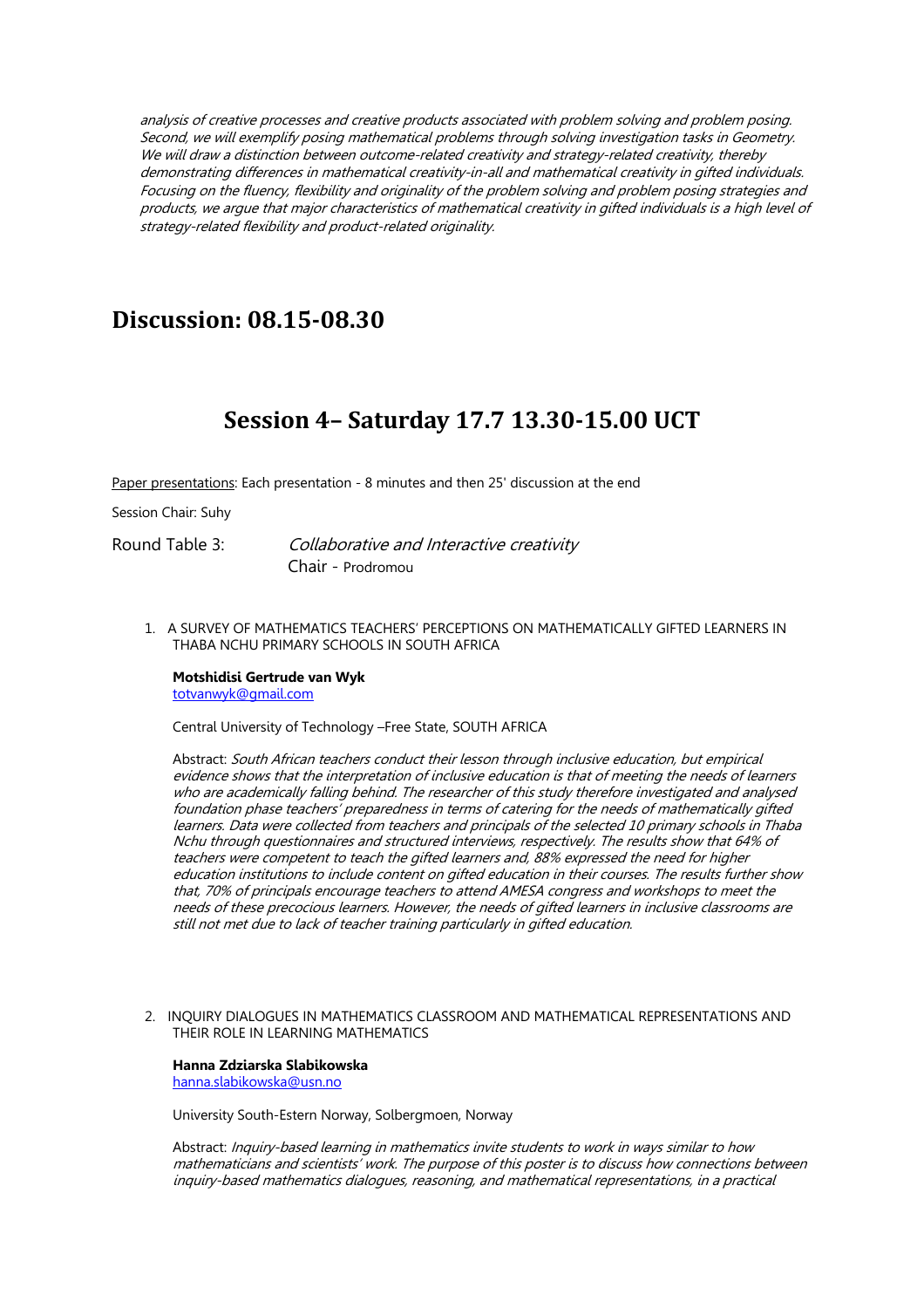*analysis of creative processes and creative products associated with problem solving and problem posing. Second, we will exemplify posing mathematical problems through solving investigation tasks in Geometry. We will draw a distinction between outcome-related creativity and strategy-related creativity, thereby demonstrating differences in mathematical creativity-in-all and mathematical creativity in gifted individuals. Focusing on the fluency, flexibility and originality of the problem solving and problem posing strategies and products, we argue that major characteristics of mathematical creativity in gifted individuals is a high level of strategy-related flexibility and product-related originality.*

## Discussion: 08.15-08.30

## Session 4– Saturday 17.7 13.30-15.00 UCT

Paper presentations: Each presentation - 8 minutes and then 25' discussion at the end

Session Chair: Suhy

Round Table 3: *Collaborative and Interactive creativity*
Chair - Prodromou

1. A SURVEY OF MATHEMATICS TEACHERS' PERCEPTIONS ON MATHEMATICALLY GIFTED LEARNERS IN THABA NCHU PRIMARY SCHOOLS IN SOUTH AFRICA

   **Motshidisi Gertrude van Wyk**
   totvanwyk@gmail.com

   Central University of Technology –Free State, SOUTH AFRICA

   Abstract: *South African teachers conduct their lesson through inclusive education, but empirical evidence shows that the interpretation of inclusive education is that of meeting the needs of learners who are academically falling behind. The researcher of this study therefore investigated and analysed foundation phase teachers' preparedness in terms of catering for the needs of mathematically gifted learners. Data were collected from teachers and principals of the selected 10 primary schools in Thaba Nchu through questionnaires and structured interviews, respectively. The results show that 64% of teachers were competent to teach the gifted learners and, 88% expressed the need for higher education institutions to include content on gifted education in their courses. The results further show that, 70% of principals encourage teachers to attend AMESA congress and workshops to meet the needs of these precocious learners. However, the needs of gifted learners in inclusive classrooms are still not met due to lack of teacher training particularly in gifted education.*

2. INQUIRY DIALOGUES IN MATHEMATICS CLASSROOM AND MATHEMATICAL REPRESENTATIONS AND THEIR ROLE IN LEARNING MATHEMATICS

   **Hanna Zdziarska Slabikowska**
   hanna.slabikowska@usn.no

   University South-Estern Norway, Solbergmoen, Norway

   Abstract: *Inquiry-based learning in mathematics invite students to work in ways similar to how mathematicians and scientists' work. The purpose of this poster is to discuss how connections between inquiry-based mathematics dialogues, reasoning, and mathematical representations, in a practical*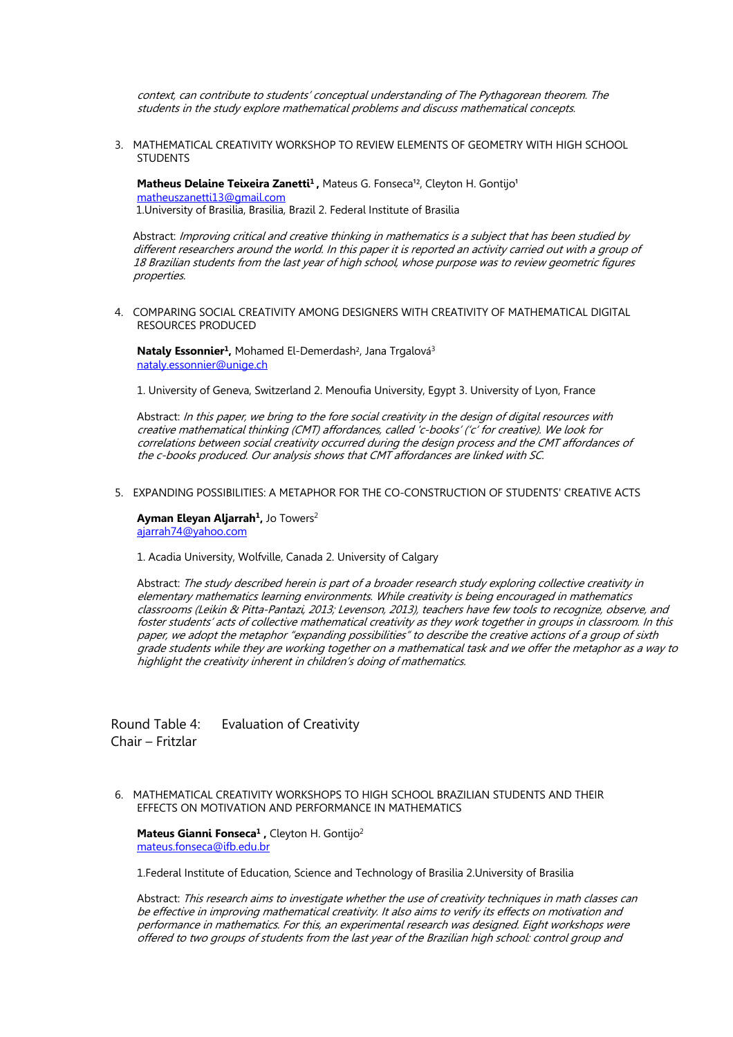*context, can contribute to students' conceptual understanding of The Pythagorean theorem. The students in the study explore mathematical problems and discuss mathematical concepts.*

3. MATHEMATICAL CREATIVITY WORKSHOP TO REVIEW ELEMENTS OF GEOMETRY WITH HIGH SCHOOL STUDENTS

   **Matheus Delaine Teixeira Zanetti[1] ,** Mateus G. Fonseca[12], Cleyton H. Gontijo[1]
   matheuszanetti13@gmail.com
   1.University of Brasilia, Brasilia, Brazil 2. Federal Institute of Brasilia

   Abstract: *Improving critical and creative thinking in mathematics is a subject that has been studied by different researchers around the world. In this paper it is reported an activity carried out with a group of 18 Brazilian students from the last year of high school, whose purpose was to review geometric figures properties.*

4. COMPARING SOCIAL CREATIVITY AMONG DESIGNERS WITH CREATIVITY OF MATHEMATICAL DIGITAL RESOURCES PRODUCED

   **Nataly Essonnier[1],** Mohamed El-Demerdash[2], Jana Trgalová[3]
   nataly.essonnier@unige.ch

   1. University of Geneva, Switzerland 2. Menoufia University, Egypt 3. University of Lyon, France

   Abstract: *In this paper, we bring to the fore social creativity in the design of digital resources with creative mathematical thinking (CMT) affordances, called 'c-books' ('c' for creative). We look for correlations between social creativity occurred during the design process and the CMT affordances of the c-books produced. Our analysis shows that CMT affordances are linked with SC.*

5. EXPANDING POSSIBILITIES: A METAPHOR FOR THE CO-CONSTRUCTION OF STUDENTS' CREATIVE ACTS

   **Ayman Eleyan Aljarrah[1],** Jo Towers[2]
   ajarrah74@yahoo.com

   1. Acadia University, Wolfville, Canada 2. University of Calgary

   Abstract: *The study described herein is part of a broader research study exploring collective creativity in elementary mathematics learning environments. While creativity is being encouraged in mathematics classrooms (Leikin & Pitta-Pantazi, 2013; Levenson, 2013), teachers have few tools to recognize, observe, and foster students' acts of collective mathematical creativity as they work together in groups in classroom. In this paper, we adopt the metaphor "expanding possibilities" to describe the creative actions of a group of sixth grade students while they are working together on a mathematical task and we offer the metaphor as a way to highlight the creativity inherent in children's doing of mathematics.*

## Round Table 4: Evaluation of Creativity

Chair – Fritzlar

6. MATHEMATICAL CREATIVITY WORKSHOPS TO HIGH SCHOOL BRAZILIAN STUDENTS AND THEIR EFFECTS ON MOTIVATION AND PERFORMANCE IN MATHEMATICS

   **Mateus Gianni Fonseca[1] ,** Cleyton H. Gontijo[2]
   mateus.fonseca@ifb.edu.br

   1.Federal Institute of Education, Science and Technology of Brasilia 2.University of Brasilia

   Abstract: *This research aims to investigate whether the use of creativity techniques in math classes can be effective in improving mathematical creativity. It also aims to verify its effects on motivation and performance in mathematics. For this, an experimental research was designed. Eight workshops were offered to two groups of students from the last year of the Brazilian high school: control group and*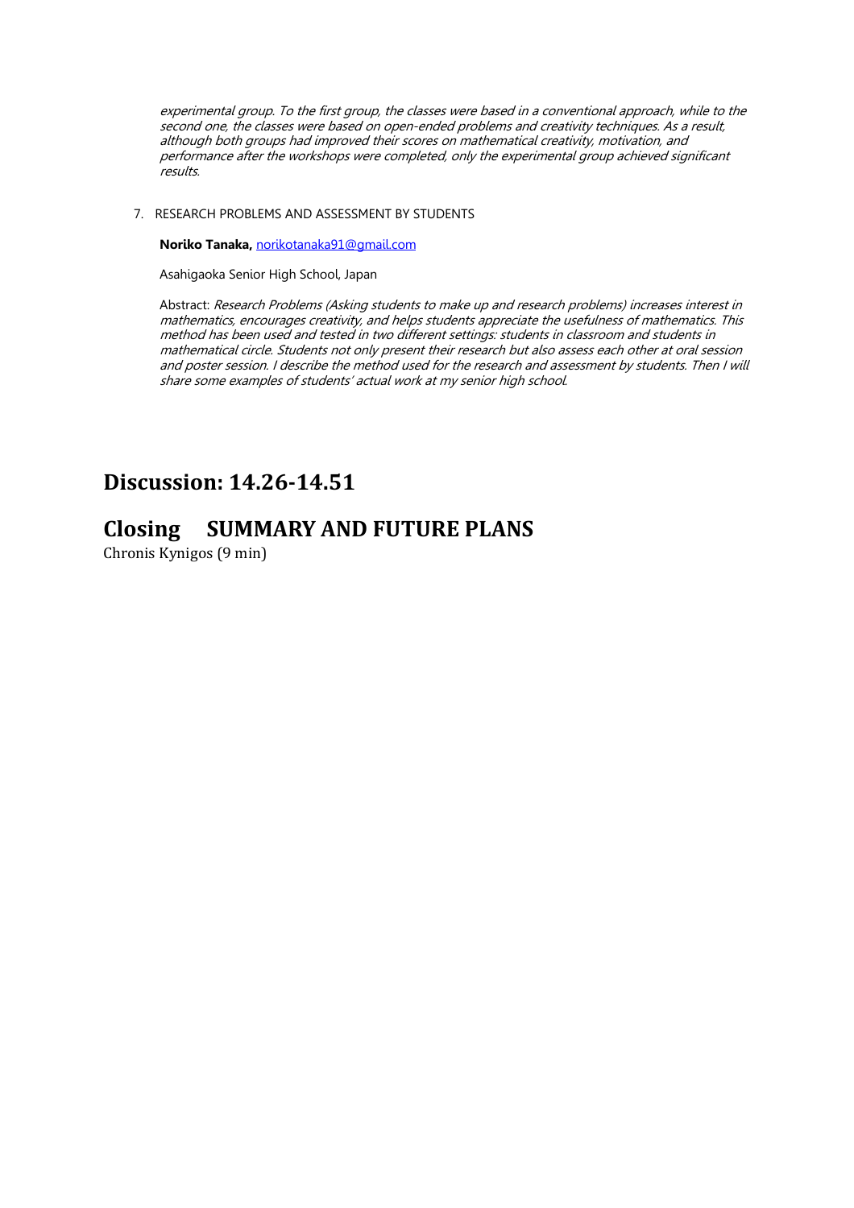*experimental group. To the first group, the classes were based in a conventional approach, while to the second one, the classes were based on open-ended problems and creativity techniques. As a result, although both groups had improved their scores on mathematical creativity, motivation, and performance after the workshops were completed, only the experimental group achieved significant results.*

7. RESEARCH PROBLEMS AND ASSESSMENT BY STUDENTS

**Noriko Tanaka,** norikotanaka91@gmail.com

Asahigaoka Senior High School, Japan

Abstract: *Research Problems (Asking students to make up and research problems) increases interest in mathematics, encourages creativity, and helps students appreciate the usefulness of mathematics. This method has been used and tested in two different settings: students in classroom and students in mathematical circle. Students not only present their research but also assess each other at oral session and poster session. I describe the method used for the research and assessment by students. Then I will share some examples of students' actual work at my senior high school.*

## Discussion: 14.26-14.51

## Closing SUMMARY AND FUTURE PLANS

Chronis Kynigos (9 min)